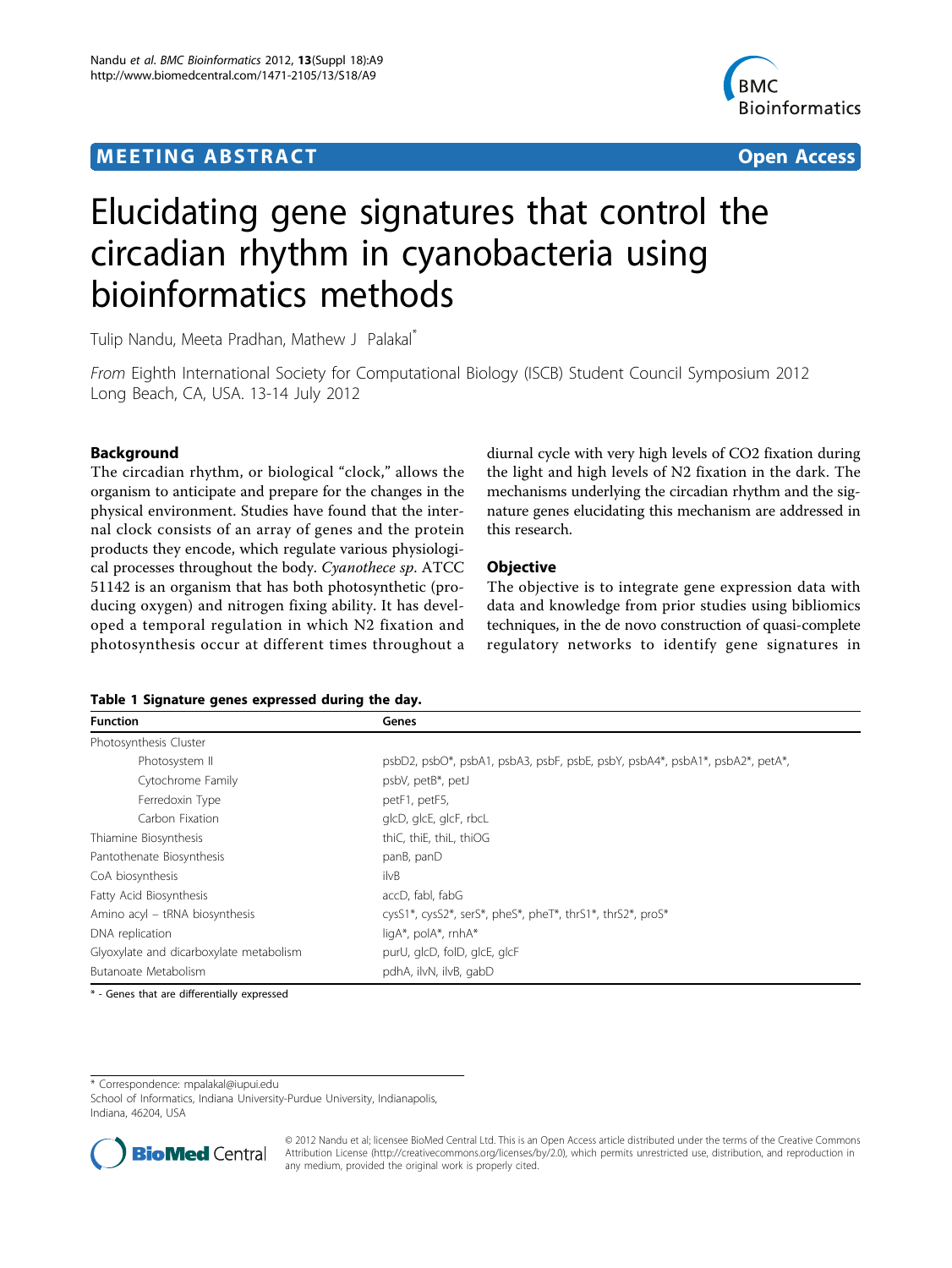# Elucidating gene signatures that control the circadian rhythm in cyanobacteria using bioinformatics methods

Tulip Nandu, Meeta Pradhan, Mathew J Palakal*

*From* Eighth International Society for Computational Biology (ISCB) Student Council Symposium 2012
Long Beach, CA, USA. 13-14 July 2012

## Background

The circadian rhythm, or biological "clock," allows the organism to anticipate and prepare for the changes in the physical environment. Studies have found that the internal clock consists of an array of genes and the protein products they encode, which regulate various physiological processes throughout the body. *Cyanothece sp*. ATCC 51142 is an organism that has both photosynthetic (producing oxygen) and nitrogen fixing ability. It has developed a temporal regulation in which N2 fixation and photosynthesis occur at different times throughout a diurnal cycle with very high levels of CO2 fixation during the light and high levels of N2 fixation in the dark. The mechanisms underlying the circadian rhythm and the signature genes elucidating this mechanism are addressed in this research.

## Objective

The objective is to integrate gene expression data with data and knowledge from prior studies using bibliomics techniques, in the de novo construction of quasi-complete regulatory networks to identify gene signatures in

**Table 1 Signature genes expressed during the day.**

| Function | Genes |
|---|---|
| Photosynthesis Cluster | |
| Photosystem II | psbD2, psbO*, psbA1, psbA3, psbF, psbE, psbY, psbA4*, psbA1*, psbA2*, petA*, |
| Cytochrome Family | psbV, petB*, petJ |
| Ferredoxin Type | petF1, petF5, |
| Carbon Fixation | glcD, glcE, glcF, rbcL |
| Thiamine Biosynthesis | thiC, thiE, thiL, thiOG |
| Pantothenate Biosynthesis | panB, panD |
| CoA biosynthesis | ilvB |
| Fatty Acid Biosynthesis | accD, fabI, fabG |
| Amino acyl – tRNA biosynthesis | cysS1*, cysS2*, serS*, pheS*, pheT*, thrS1*, thrS2*, proS* |
| DNA replication | ligA*, polA*, rnhA* |
| Glyoxylate and dicarboxylate metabolism | purU, glcD, folD, glcE, glcF |
| Butanoate Metabolism | pdhA, ilvN, ilvB, gabD |

* - Genes that are differentially expressed

* Correspondence: mpalakal@iupui.edu
School of Informatics, Indiana University-Purdue University, Indianapolis, Indiana, 46204, USA

© 2012 Nandu et al; licensee BioMed Central Ltd. This is an Open Access article distributed under the terms of the Creative Commons Attribution License (http://creativecommons.org/licenses/by/2.0), which permits unrestricted use, distribution, and reproduction in any medium, provided the original work is properly cited.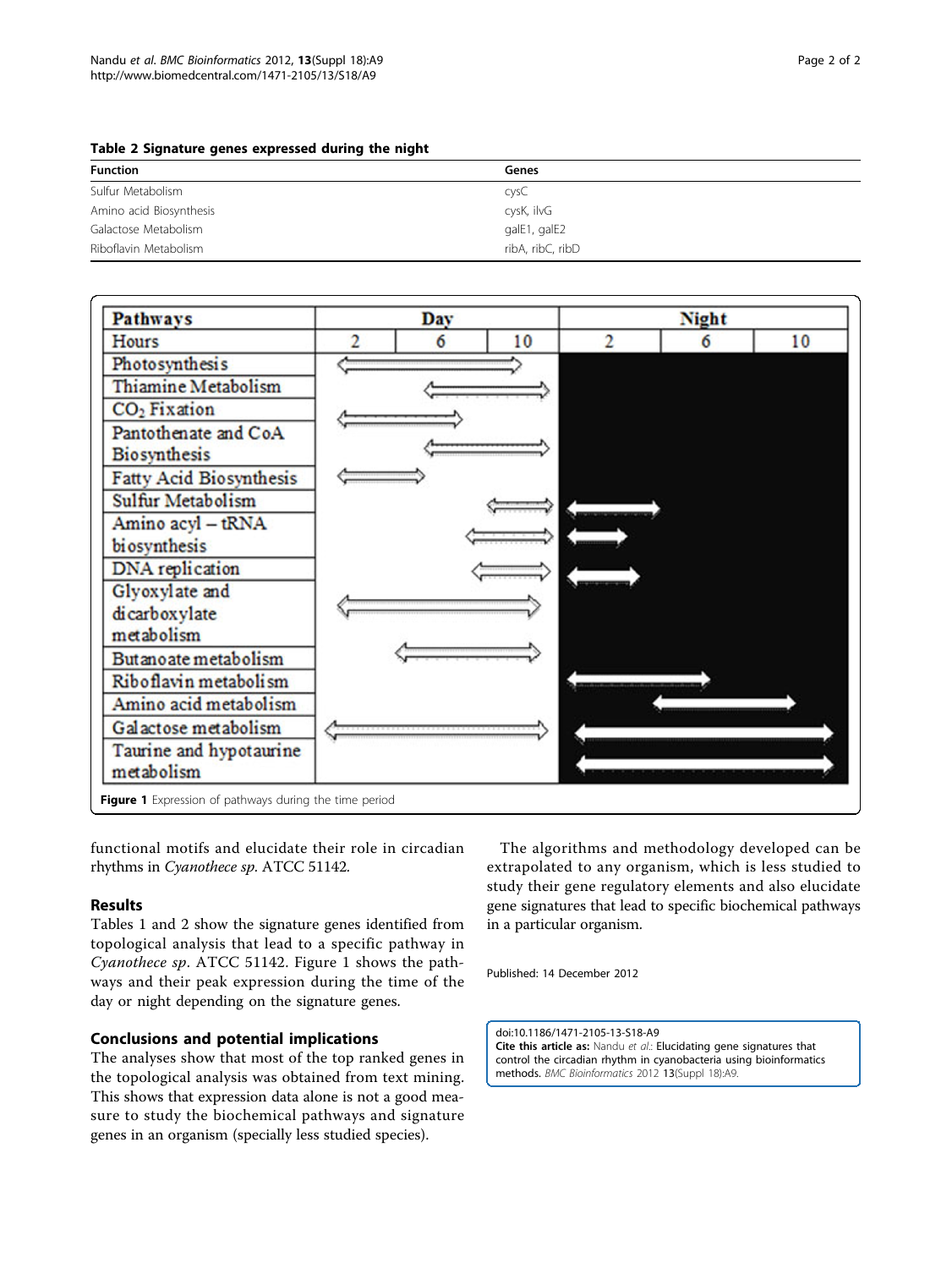**Table 2 Signature genes expressed during the night**

| Function | Genes |
|---|---|
| Sulfur Metabolism | cysC |
| Amino acid Biosynthesis | cysK, ilvG |
| Galactose Metabolism | galE1, galE2 |
| Riboflavin Metabolism | ribA, ribC, ribD |

Pathways
Day
Night
Hours
2
6
10
2
6
10
Photosynthesis
Thiamine Metabolism
$CO_2$ Fixation
Pantothenate and CoA Biosynthesis
Fatty Acid Biosynthesis
Sulfur Metabolism
Amino acyl – tRNA biosynthesis
DNA replication
Glyoxylate and dicarboxylate metabolism
Butanoate metabolism
Riboflavin metabolism
Amino acid metabolism
Galactose metabolism
Taurine and hypotaurine metabolism

**Figure 1** Expression of pathways during the time period

functional motifs and elucidate their role in circadian rhythms in *Cyanothece sp.* ATCC 51142.

## Results

Tables 1 and 2 show the signature genes identified from topological analysis that lead to a specific pathway in *Cyanothece sp.* ATCC 51142. Figure 1 shows the pathways and their peak expression during the time of the day or night depending on the signature genes.

## Conclusions and potential implications

The analyses show that most of the top ranked genes in the topological analysis was obtained from text mining. This shows that expression data alone is not a good measure to study the biochemical pathways and signature genes in an organism (specially less studied species).

The algorithms and methodology developed can be extrapolated to any organism, which is less studied to study their gene regulatory elements and also elucidate gene signatures that lead to specific biochemical pathways in a particular organism.

Published: 14 December 2012

doi:10.1186/1471-2105-13-S18-A9
**Cite this article as:** Nandu *et al.*: Elucidating gene signatures that control the circadian rhythm in cyanobacteria using bioinformatics methods. *BMC Bioinformatics* 2012 **13**(Suppl 18):A9.